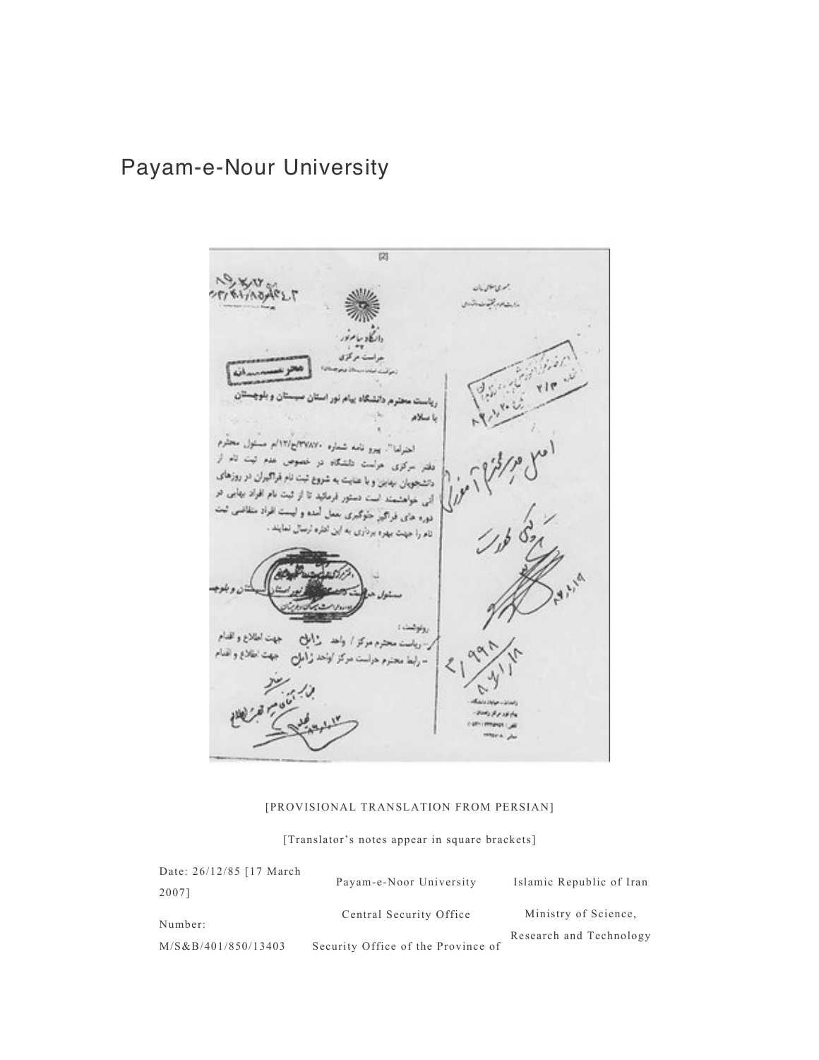# Payam-e-Nour University

[PROVISIONAL TRANSLATION FROM PERSIAN]

[Translator's notes appear in square brackets]

| Date: 26/12/85 [17 March 2007] | Payam-e-Noor University | Islamic Republic of Iran |
|---|---|---|
| Number: M/S&B/401/850/13403 | Central Security Office | Ministry of Science, Research and Technology |
| | Security Office of the Province of | |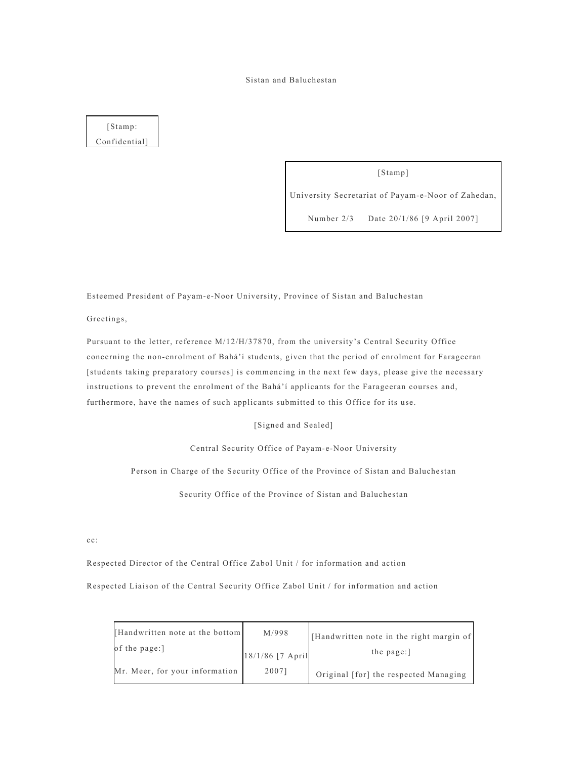Sistan and Baluchestan

| [Stamp: Confidential] |
|---|

| [Stamp] |
|---|
| University Secretariat of Payam-e-Noor of Zahedan, |
| Number 2/3 Date 20/1/86 [9 April 2007] |

Esteemed President of Payam-e-Noor University, Province of Sistan and Baluchestan

Greetings,

Pursuant to the letter, reference M/12/H/37870, from the university's Central Security Office concerning the non-enrolment of Bahá'í students, given that the period of enrolment for Farageeran [students taking preparatory courses] is commencing in the next few days, please give the necessary instructions to prevent the enrolment of the Bahá'í applicants for the Farageeran courses and, furthermore, have the names of such applicants submitted to this Office for its use.

[Signed and Sealed]

Central Security Office of Payam-e-Noor University

Person in Charge of the Security Office of the Province of Sistan and Baluchestan

Security Office of the Province of Sistan and Baluchestan

cc:

Respected Director of the Central Office Zabol Unit / for information and action

Respected Liaison of the Central Security Office Zabol Unit / for information and action

| [Handwritten note at the bottom of the page:] Mr. Meer, for your information | M/998 18/1/86 [7 April 2007] | [Handwritten note in the right margin of the page:] Original [for] the respected Managing |
|---|---|---|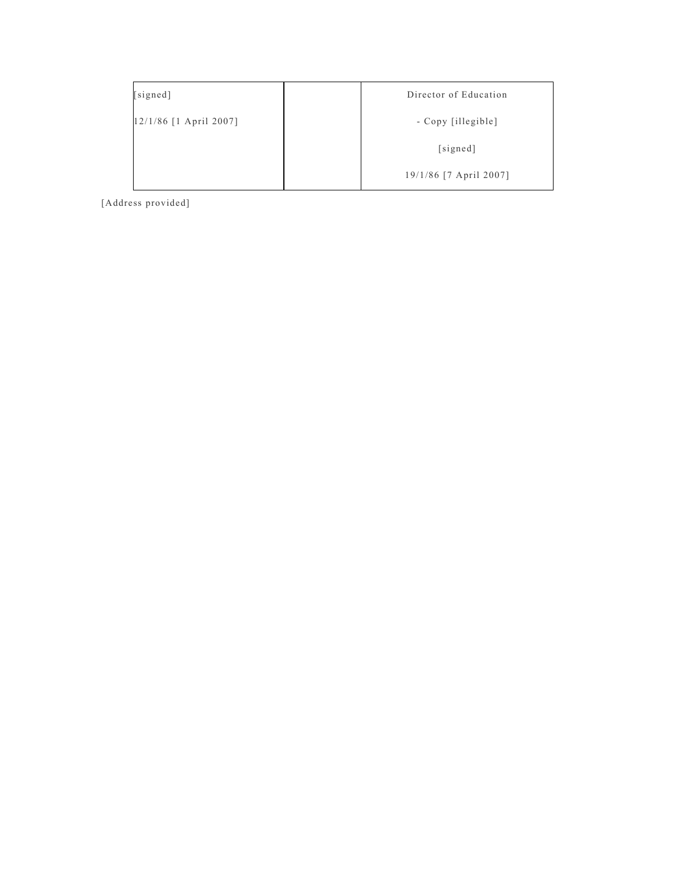| | | |
|---|---|---|
| [signed]<br><br>12/1/86 [1 April 2007] | | Director of Education<br><br>- Copy [illegible]<br><br>[signed]<br><br>19/1/86 [7 April 2007] |

[Address provided]